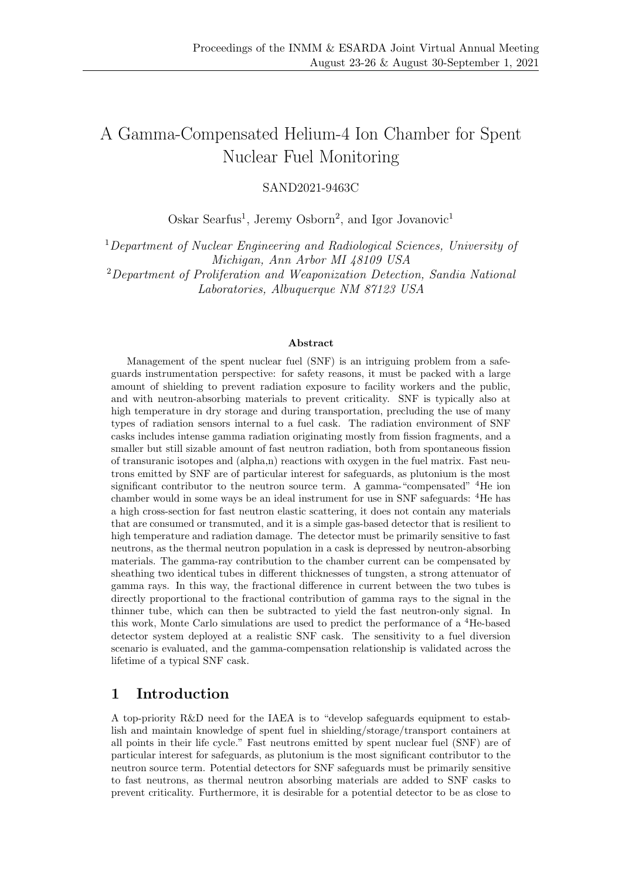# A Gamma-Compensated Helium-4 Ion Chamber for Spent Nuclear Fuel Monitoring

SAND2021-9463C

Oskar Searfus[1], Jeremy Osborn[2], and Igor Jovanovic[1]

[1] *Department of Nuclear Engineering and Radiological Sciences, University of Michigan, Ann Arbor MI 48109 USA*

[2] *Department of Proliferation and Weaponization Detection, Sandia National Laboratories, Albuquerque NM 87123 USA*

### Abstract

Management of the spent nuclear fuel (SNF) is an intriguing problem from a safeguards instrumentation perspective: for safety reasons, it must be packed with a large amount of shielding to prevent radiation exposure to facility workers and the public, and with neutron-absorbing materials to prevent criticality. SNF is typically also at high temperature in dry storage and during transportation, precluding the use of many types of radiation sensors internal to a fuel cask. The radiation environment of SNF casks includes intense gamma radiation originating mostly from fission fragments, and a smaller but still sizable amount of fast neutron radiation, both from spontaneous fission of transuranic isotopes and (alpha,n) reactions with oxygen in the fuel matrix. Fast neutrons emitted by SNF are of particular interest for safeguards, as plutonium is the most significant contributor to the neutron source term. A gamma-"compensated" $^{4}$He ion chamber would in some ways be an ideal instrument for use in SNF safeguards: $^{4}$He has a high cross-section for fast neutron elastic scattering, it does not contain any materials that are consumed or transmuted, and it is a simple gas-based detector that is resilient to high temperature and radiation damage. The detector must be primarily sensitive to fast neutrons, as the thermal neutron population in a cask is depressed by neutron-absorbing materials. The gamma-ray contribution to the chamber current can be compensated by sheathing two identical tubes in different thicknesses of tungsten, a strong attenuator of gamma rays. In this way, the fractional difference in current between the two tubes is directly proportional to the fractional contribution of gamma rays to the signal in the thinner tube, which can then be subtracted to yield the fast neutron-only signal. In this work, Monte Carlo simulations are used to predict the performance of a $^{4}$He-based detector system deployed at a realistic SNF cask. The sensitivity to a fuel diversion scenario is evaluated, and the gamma-compensation relationship is validated across the lifetime of a typical SNF cask.

## 1 Introduction

A top-priority R&D need for the IAEA is to "develop safeguards equipment to establish and maintain knowledge of spent fuel in shielding/storage/transport containers at all points in their life cycle." Fast neutrons emitted by spent nuclear fuel (SNF) are of particular interest for safeguards, as plutonium is the most significant contributor to the neutron source term. Potential detectors for SNF safeguards must be primarily sensitive to fast neutrons, as thermal neutron absorbing materials are added to SNF casks to prevent criticality. Furthermore, it is desirable for a potential detector to be as close to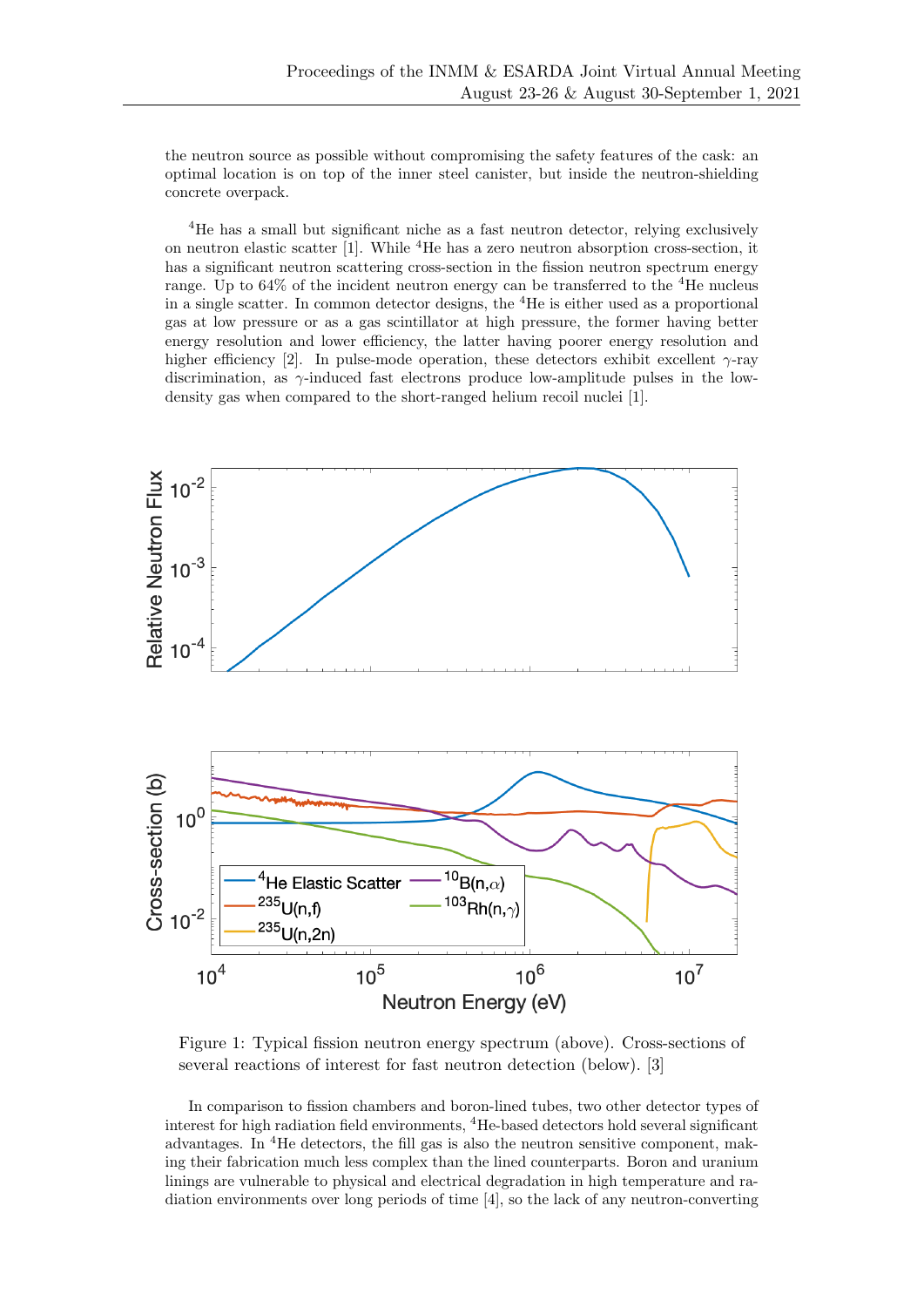the neutron source as possible without compromising the safety features of the cask: an optimal location is on top of the inner steel canister, but inside the neutron-shielding concrete overpack.

$^{4}$He has a small but significant niche as a fast neutron detector, relying exclusively on neutron elastic scatter [1]. While $^{4}$He has a zero neutron absorption cross-section, it has a significant neutron scattering cross-section in the fission neutron spectrum energy range. Up to 64% of the incident neutron energy can be transferred to the $^{4}$He nucleus in a single scatter. In common detector designs, the $^{4}$He is either used as a proportional gas at low pressure or as a gas scintillator at high pressure, the former having better energy resolution and lower efficiency, the latter having poorer energy resolution and higher efficiency [2]. In pulse-mode operation, these detectors exhibit excellent $\gamma$-ray discrimination, as $\gamma$-induced fast electrons produce low-amplitude pulses in the low-density gas when compared to the short-ranged helium recoil nuclei [1].

Figure 1: Typical fission neutron energy spectrum (above). Cross-sections of several reactions of interest for fast neutron detection (below). [3]

In comparison to fission chambers and boron-lined tubes, two other detector types of interest for high radiation field environments, $^{4}$He-based detectors hold several significant advantages. In $^{4}$He detectors, the fill gas is also the neutron sensitive component, making their fabrication much less complex than the lined counterparts. Boron and uranium linings are vulnerable to physical and electrical degradation in high temperature and radiation environments over long periods of time [4], so the lack of any neutron-converting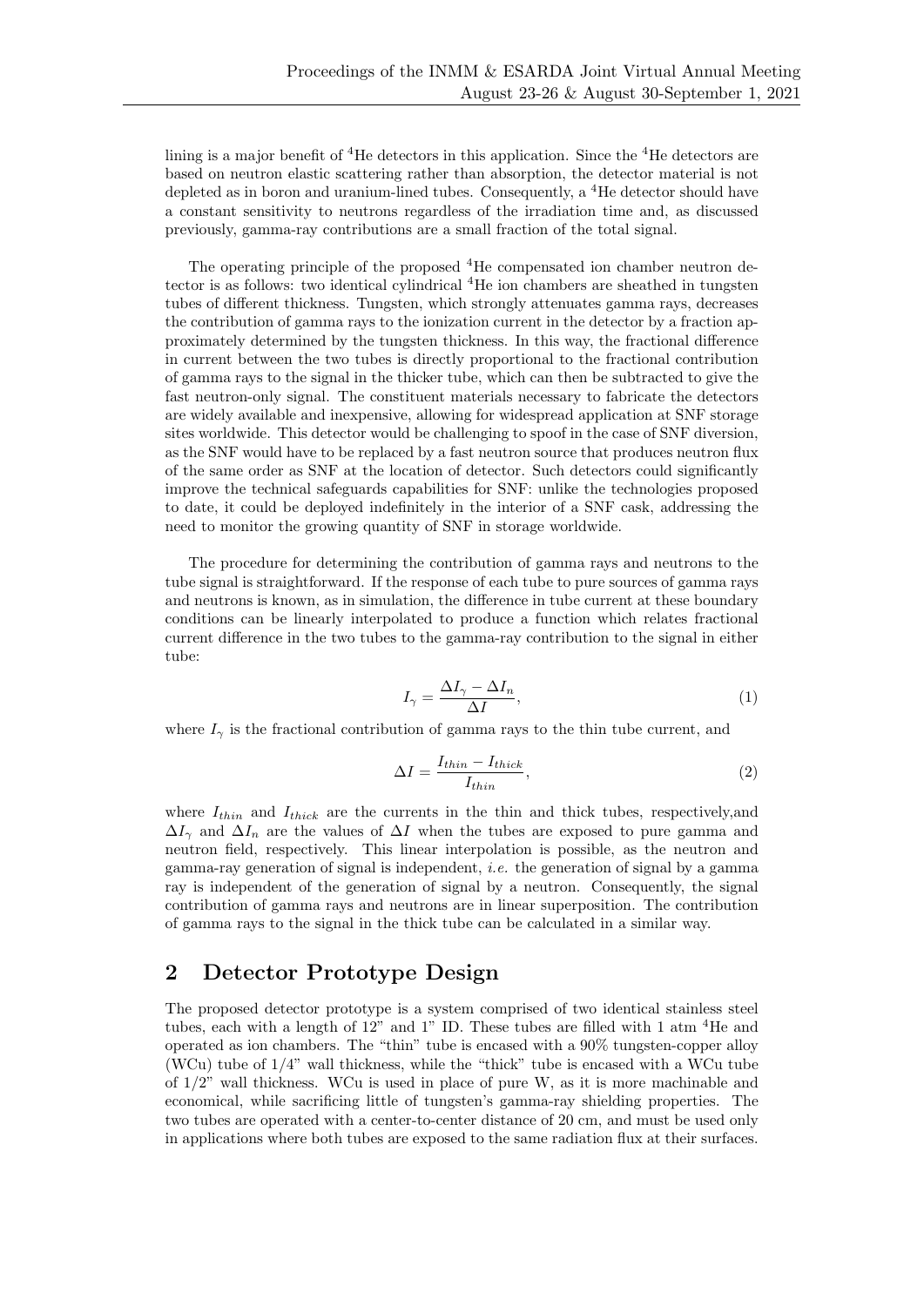lining is a major benefit of $^4$He detectors in this application. Since the $^4$He detectors are based on neutron elastic scattering rather than absorption, the detector material is not depleted as in boron and uranium-lined tubes. Consequently, a $^4$He detector should have a constant sensitivity to neutrons regardless of the irradiation time and, as discussed previously, gamma-ray contributions are a small fraction of the total signal.

The operating principle of the proposed $^4$He compensated ion chamber neutron detector is as follows: two identical cylindrical $^4$He ion chambers are sheathed in tungsten tubes of different thickness. Tungsten, which strongly attenuates gamma rays, decreases the contribution of gamma rays to the ionization current in the detector by a fraction approximately determined by the tungsten thickness. In this way, the fractional difference in current between the two tubes is directly proportional to the fractional contribution of gamma rays to the signal in the thicker tube, which can then be subtracted to give the fast neutron-only signal. The constituent materials necessary to fabricate the detectors are widely available and inexpensive, allowing for widespread application at SNF storage sites worldwide. This detector would be challenging to spoof in the case of SNF diversion, as the SNF would have to be replaced by a fast neutron source that produces neutron flux of the same order as SNF at the location of detector. Such detectors could significantly improve the technical safeguards capabilities for SNF: unlike the technologies proposed to date, it could be deployed indefinitely in the interior of a SNF cask, addressing the need to monitor the growing quantity of SNF in storage worldwide.

The procedure for determining the contribution of gamma rays and neutrons to the tube signal is straightforward. If the response of each tube to pure sources of gamma rays and neutrons is known, as in simulation, the difference in tube current at these boundary conditions can be linearly interpolated to produce a function which relates fractional current difference in the two tubes to the gamma-ray contribution to the signal in either tube:

$$I_\gamma = \frac{\Delta I_\gamma - \Delta I_n}{\Delta I}, \tag{1}$$

where $I_\gamma$ is the fractional contribution of gamma rays to the thin tube current, and

$$\Delta I = \frac{I_{thin} - I_{thick}}{I_{thin}}, \tag{2}$$

where $I_{thin}$ and $I_{thick}$ are the currents in the thin and thick tubes, respectively,and $\Delta I_\gamma$ and $\Delta I_n$ are the values of $\Delta I$ when the tubes are exposed to pure gamma and neutron field, respectively. This linear interpolation is possible, as the neutron and gamma-ray generation of signal is independent, *i.e.* the generation of signal by a gamma ray is independent of the generation of signal by a neutron. Consequently, the signal contribution of gamma rays and neutrons are in linear superposition. The contribution of gamma rays to the signal in the thick tube can be calculated in a similar way.

## 2 Detector Prototype Design

The proposed detector prototype is a system comprised of two identical stainless steel tubes, each with a length of 12" and 1" ID. These tubes are filled with 1 atm $^4$He and operated as ion chambers. The "thin" tube is encased with a 90% tungsten-copper alloy (WCu) tube of 1/4" wall thickness, while the "thick" tube is encased with a WCu tube of 1/2" wall thickness. WCu is used in place of pure W, as it is more machinable and economical, while sacrificing little of tungsten's gamma-ray shielding properties. The two tubes are operated with a center-to-center distance of 20 cm, and must be used only in applications where both tubes are exposed to the same radiation flux at their surfaces.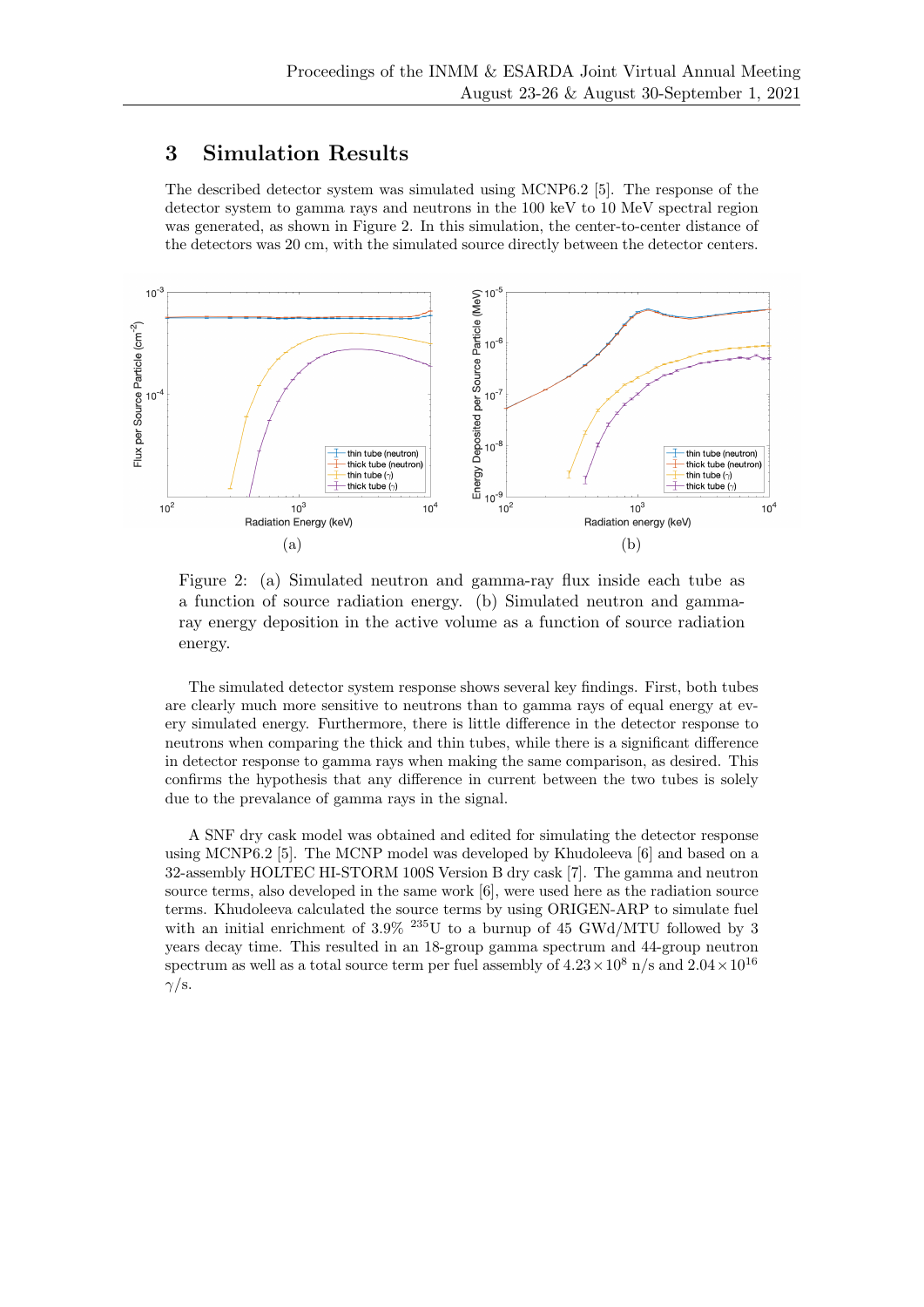## 3 Simulation Results

The described detector system was simulated using MCNP6.2 [5]. The response of the detector system to gamma rays and neutrons in the 100 keV to 10 MeV spectral region was generated, as shown in Figure 2. In this simulation, the center-to-center distance of the detectors was 20 cm, with the simulated source directly between the detector centers.

Figure 2: (a) Simulated neutron and gamma-ray flux inside each tube as a function of source radiation energy. (b) Simulated neutron and gamma-ray energy deposition in the active volume as a function of source radiation energy.

The simulated detector system response shows several key findings. First, both tubes are clearly much more sensitive to neutrons than to gamma rays of equal energy at every simulated energy. Furthermore, there is little difference in the detector response to neutrons when comparing the thick and thin tubes, while there is a significant difference in detector response to gamma rays when making the same comparison, as desired. This confirms the hypothesis that any difference in current between the two tubes is solely due to the prevalance of gamma rays in the signal.

A SNF dry cask model was obtained and edited for simulating the detector response using MCNP6.2 [5]. The MCNP model was developed by Khudoleeva [6] and based on a 32-assembly HOLTEC HI-STORM 100S Version B dry cask [7]. The gamma and neutron source terms, also developed in the same work [6], were used here as the radiation source terms. Khudoleeva calculated the source terms by using ORIGEN-ARP to simulate fuel with an initial enrichment of 3.9% $^{235}$U to a burnup of 45 GWd/MTU followed by 3 years decay time. This resulted in an 18-group gamma spectrum and 44-group neutron spectrum as well as a total source term per fuel assembly of $4.23 \times 10^8$ n/s and $2.04 \times 10^{16}$ $\gamma$/s.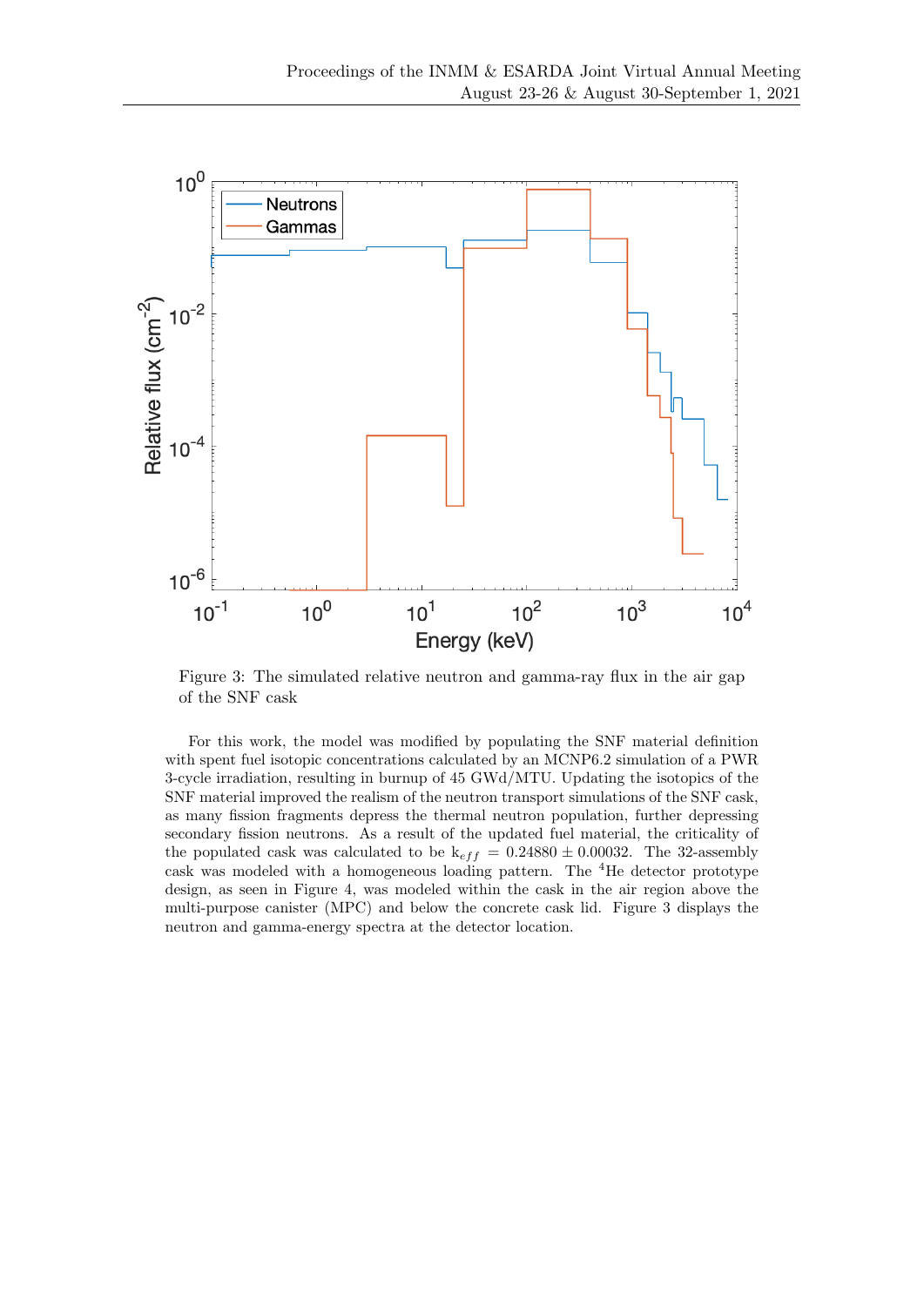Figure 3: The simulated relative neutron and gamma-ray flux in the air gap of the SNF cask

For this work, the model was modified by populating the SNF material definition with spent fuel isotopic concentrations calculated by an MCNP6.2 simulation of a PWR 3-cycle irradiation, resulting in burnup of 45 GWd/MTU. Updating the isotopics of the SNF material improved the realism of the neutron transport simulations of the SNF cask, as many fission fragments depress the thermal neutron population, further depressing secondary fission neutrons. As a result of the updated fuel material, the criticality of the populated cask was calculated to be $k_{eff} = 0.24880 \pm 0.00032$. The 32-assembly cask was modeled with a homogeneous loading pattern. The $^4$He detector prototype design, as seen in Figure 4, was modeled within the cask in the air region above the multi-purpose canister (MPC) and below the concrete cask lid. Figure 3 displays the neutron and gamma-energy spectra at the detector location.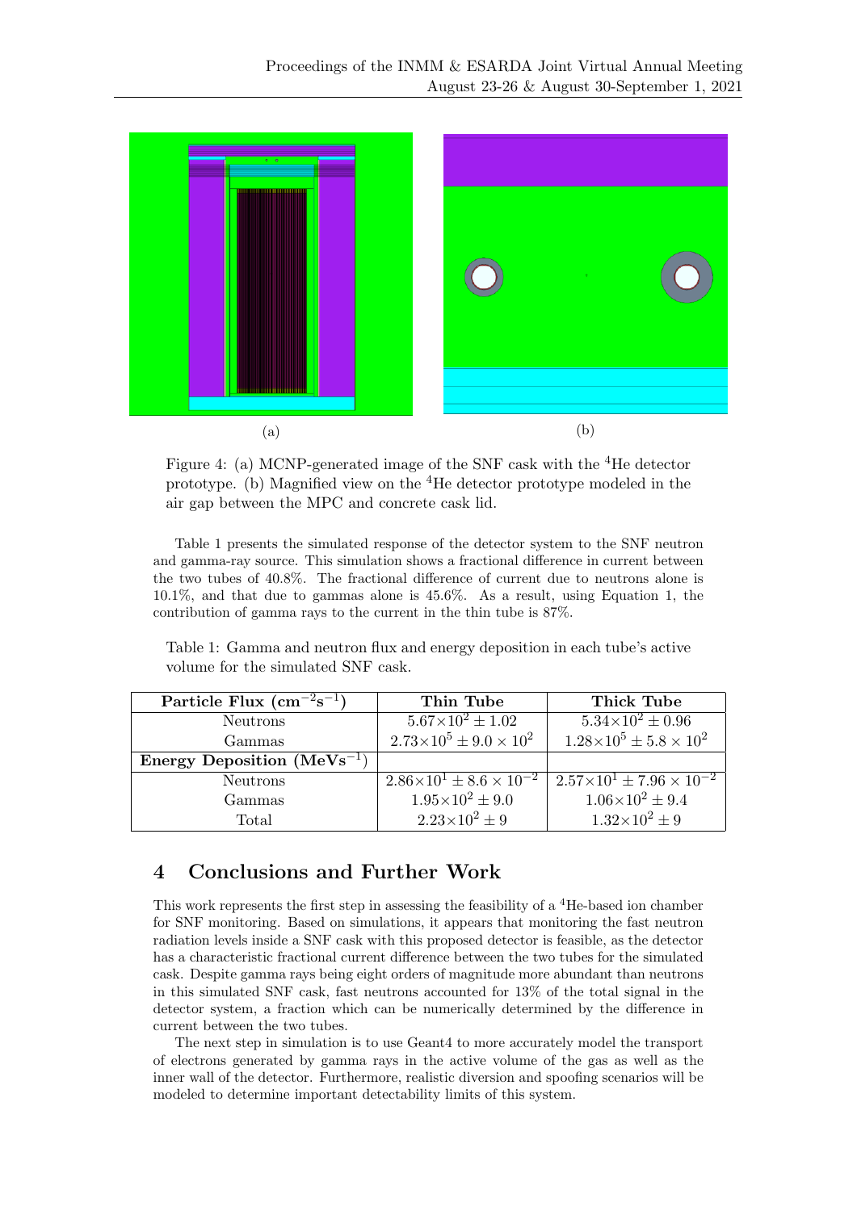(a)

(b)

Figure 4: (a) MCNP-generated image of the SNF cask with the $^4$He detector prototype. (b) Magnified view on the $^4$He detector prototype modeled in the air gap between the MPC and concrete cask lid.

Table 1 presents the simulated response of the detector system to the SNF neutron and gamma-ray source. This simulation shows a fractional difference in current between the two tubes of 40.8%. The fractional difference of current due to neutrons alone is 10.1%, and that due to gammas alone is 45.6%. As a result, using Equation 1, the contribution of gamma rays to the current in the thin tube is 87%.

Table 1: Gamma and neutron flux and energy deposition in each tube's active volume for the simulated SNF cask.

| **Particle Flux ($\mathbf{cm^{-2}s^{-1}}$)** | **Thin Tube** | **Thick Tube** |
|---|---|---|
| Neutrons | $5.67\times10^2 \pm 1.02$ | $5.34\times10^2 \pm 0.96$ |
| Gammas | $2.73\times10^5 \pm 9.0 \times 10^2$ | $1.28\times10^5 \pm 5.8 \times 10^2$ |
| **Energy Deposition ($\mathbf{MeVs^{-1}}$)** | | |
| Neutrons | $2.86\times10^1 \pm 8.6 \times 10^{-2}$ | $2.57\times10^1 \pm 7.96 \times 10^{-2}$ |
| Gammas | $1.95\times10^2 \pm 9.0$ | $1.06\times10^2 \pm 9.4$ |
| Total | $2.23\times10^2 \pm 9$ | $1.32\times10^2 \pm 9$ |

## 4 Conclusions and Further Work

This work represents the first step in assessing the feasibility of a $^4$He-based ion chamber for SNF monitoring. Based on simulations, it appears that monitoring the fast neutron radiation levels inside a SNF cask with this proposed detector is feasible, as the detector has a characteristic fractional current difference between the two tubes for the simulated cask. Despite gamma rays being eight orders of magnitude more abundant than neutrons in this simulated SNF cask, fast neutrons accounted for 13% of the total signal in the detector system, a fraction which can be numerically determined by the difference in current between the two tubes.

The next step in simulation is to use Geant4 to more accurately model the transport of electrons generated by gamma rays in the active volume of the gas as well as the inner wall of the detector. Furthermore, realistic diversion and spoofing scenarios will be modeled to determine important detectability limits of this system.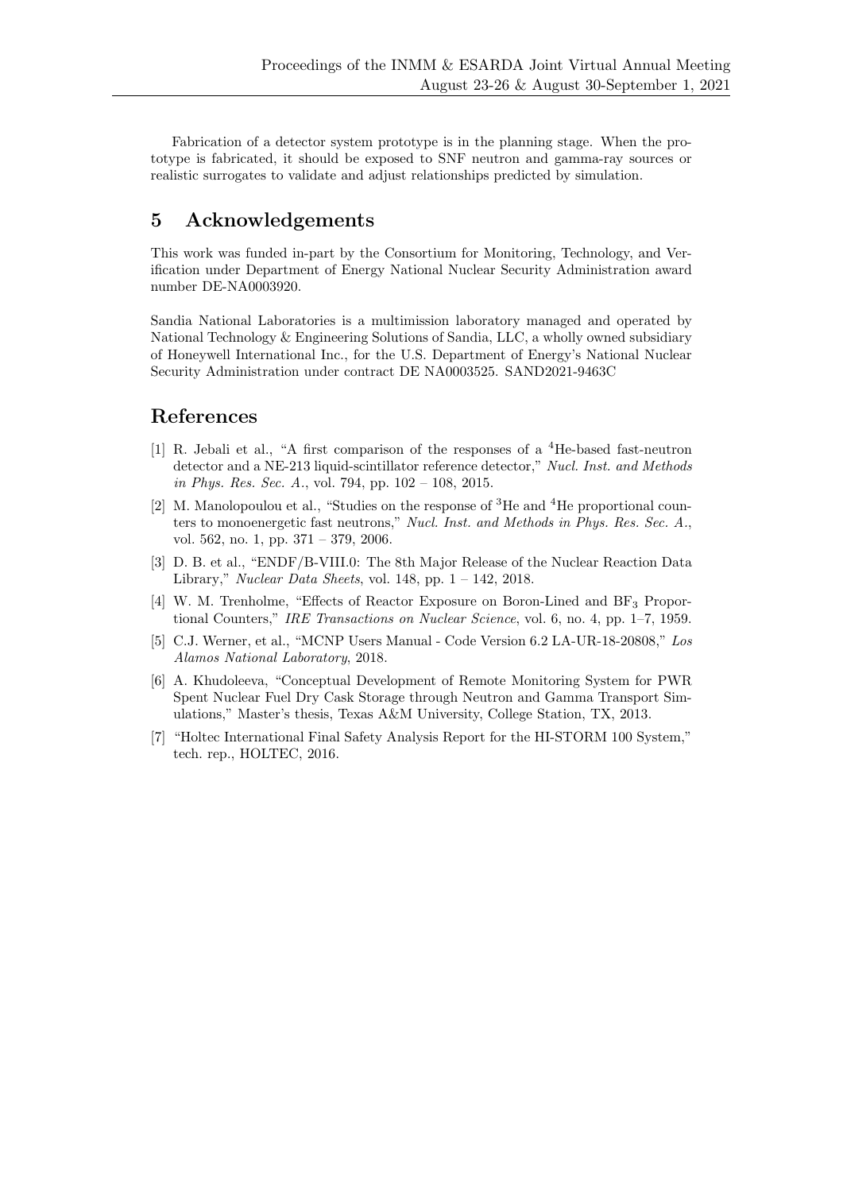Fabrication of a detector system prototype is in the planning stage. When the prototype is fabricated, it should be exposed to SNF neutron and gamma-ray sources or realistic surrogates to validate and adjust relationships predicted by simulation.

# 5 Acknowledgements

This work was funded in-part by the Consortium for Monitoring, Technology, and Verification under Department of Energy National Nuclear Security Administration award number DE-NA0003920.

Sandia National Laboratories is a multimission laboratory managed and operated by National Technology & Engineering Solutions of Sandia, LLC, a wholly owned subsidiary of Honeywell International Inc., for the U.S. Department of Energy's National Nuclear Security Administration under contract DE NA0003525. SAND2021-9463C

# References

[1] R. Jebali et al., "A first comparison of the responses of a $^{4}$He-based fast-neutron detector and a NE-213 liquid-scintillator reference detector," *Nucl. Inst. and Methods in Phys. Res. Sec. A.*, vol. 794, pp. 102 – 108, 2015.

[2] M. Manolopoulou et al., "Studies on the response of $^{3}$He and $^{4}$He proportional counters to monoenergetic fast neutrons," *Nucl. Inst. and Methods in Phys. Res. Sec. A.*, vol. 562, no. 1, pp. 371 – 379, 2006.

[3] D. B. et al., "ENDF/B-VIII.0: The 8th Major Release of the Nuclear Reaction Data Library," *Nuclear Data Sheets*, vol. 148, pp. 1 – 142, 2018.

[4] W. M. Trenholme, "Effects of Reactor Exposure on Boron-Lined and $BF_3$ Proportional Counters," *IRE Transactions on Nuclear Science*, vol. 6, no. 4, pp. 1–7, 1959.

[5] C.J. Werner, et al., "MCNP Users Manual - Code Version 6.2 LA-UR-18-20808," *Los Alamos National Laboratory*, 2018.

[6] A. Khudoleeva, "Conceptual Development of Remote Monitoring System for PWR Spent Nuclear Fuel Dry Cask Storage through Neutron and Gamma Transport Simulations," Master's thesis, Texas A&M University, College Station, TX, 2013.

[7] "Holtec International Final Safety Analysis Report for the HI-STORM 100 System," tech. rep., HOLTEC, 2016.